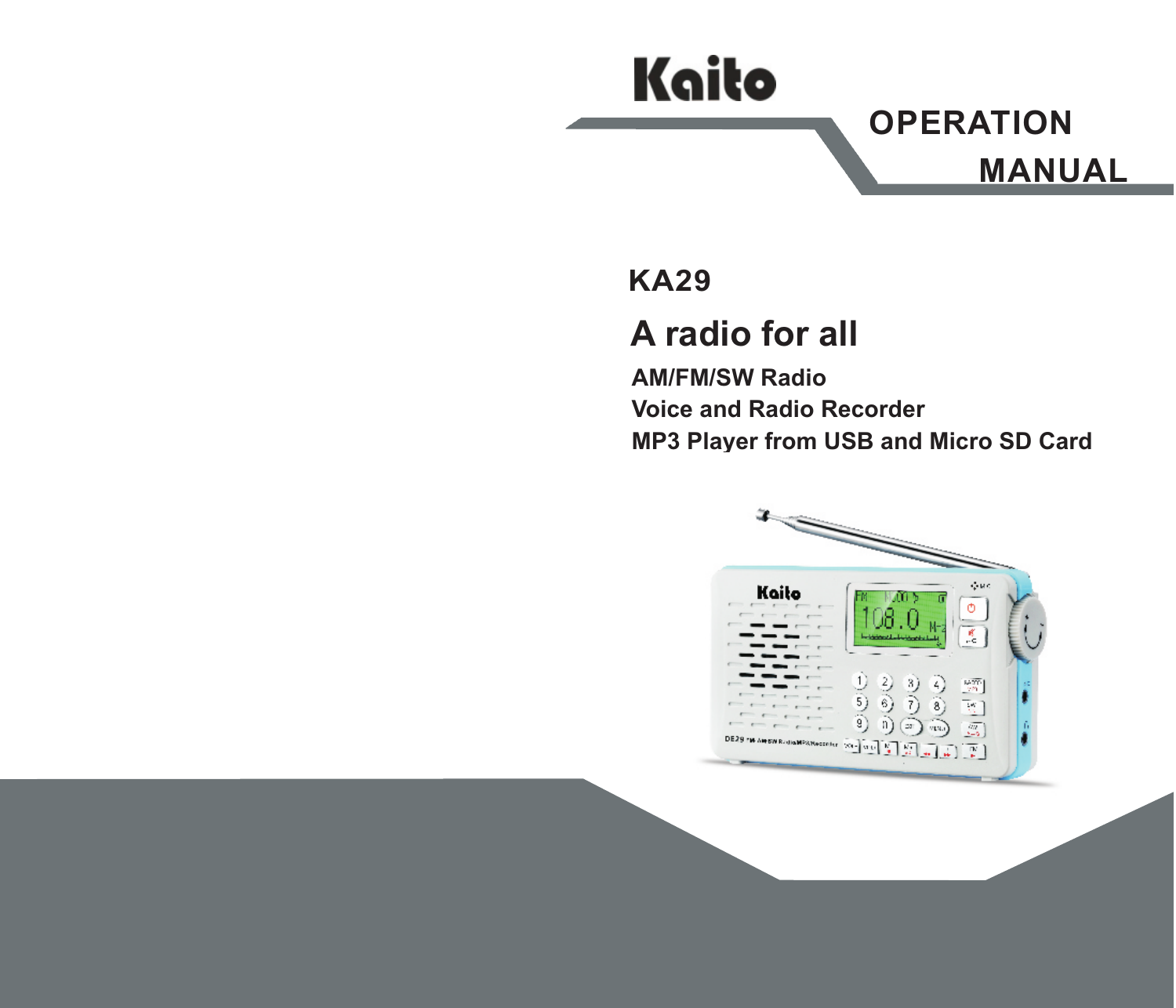# Kaito

# OPERATION MANUAL

## KA29

## A radio for all

**AM/FM/SW Radio**
**Voice and Radio Recorder**
**MP3 Player from USB and Micro SD Card**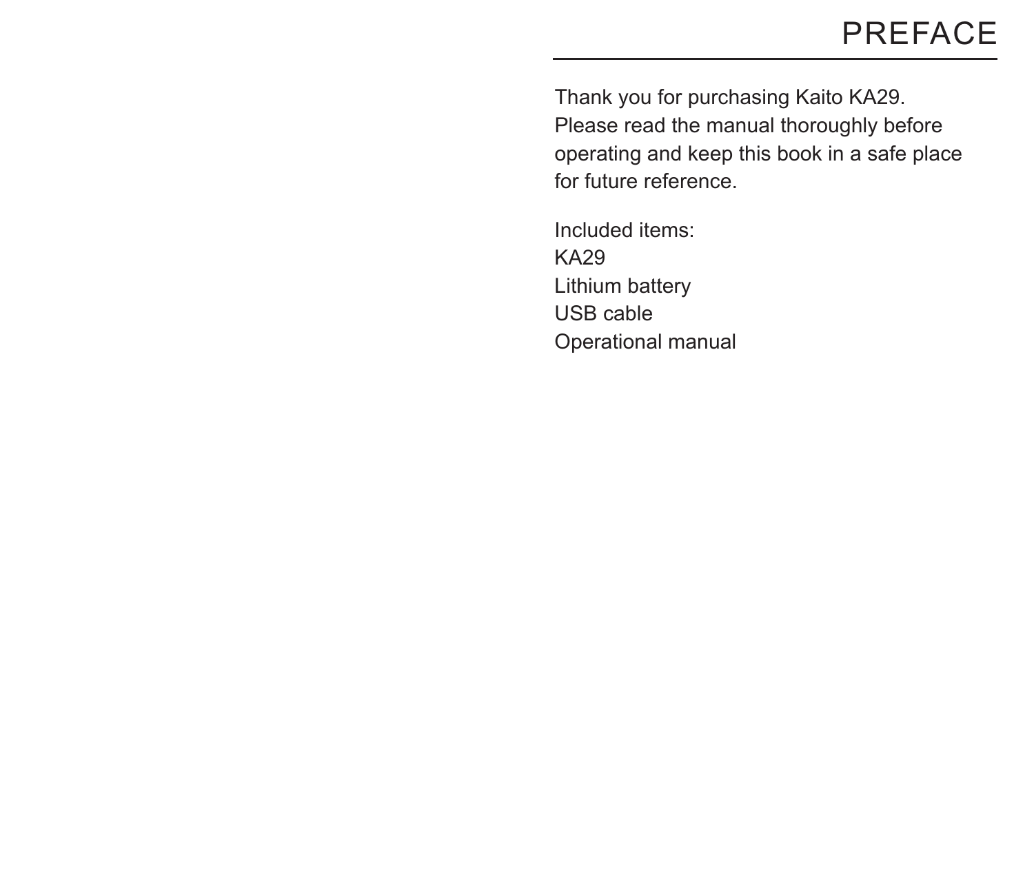# PREFACE

Thank you for purchasing Kaito KA29.
Please read the manual thoroughly before operating and keep this book in a safe place for future reference.

Included items:
KA29
Lithium battery
USB cable
Operational manual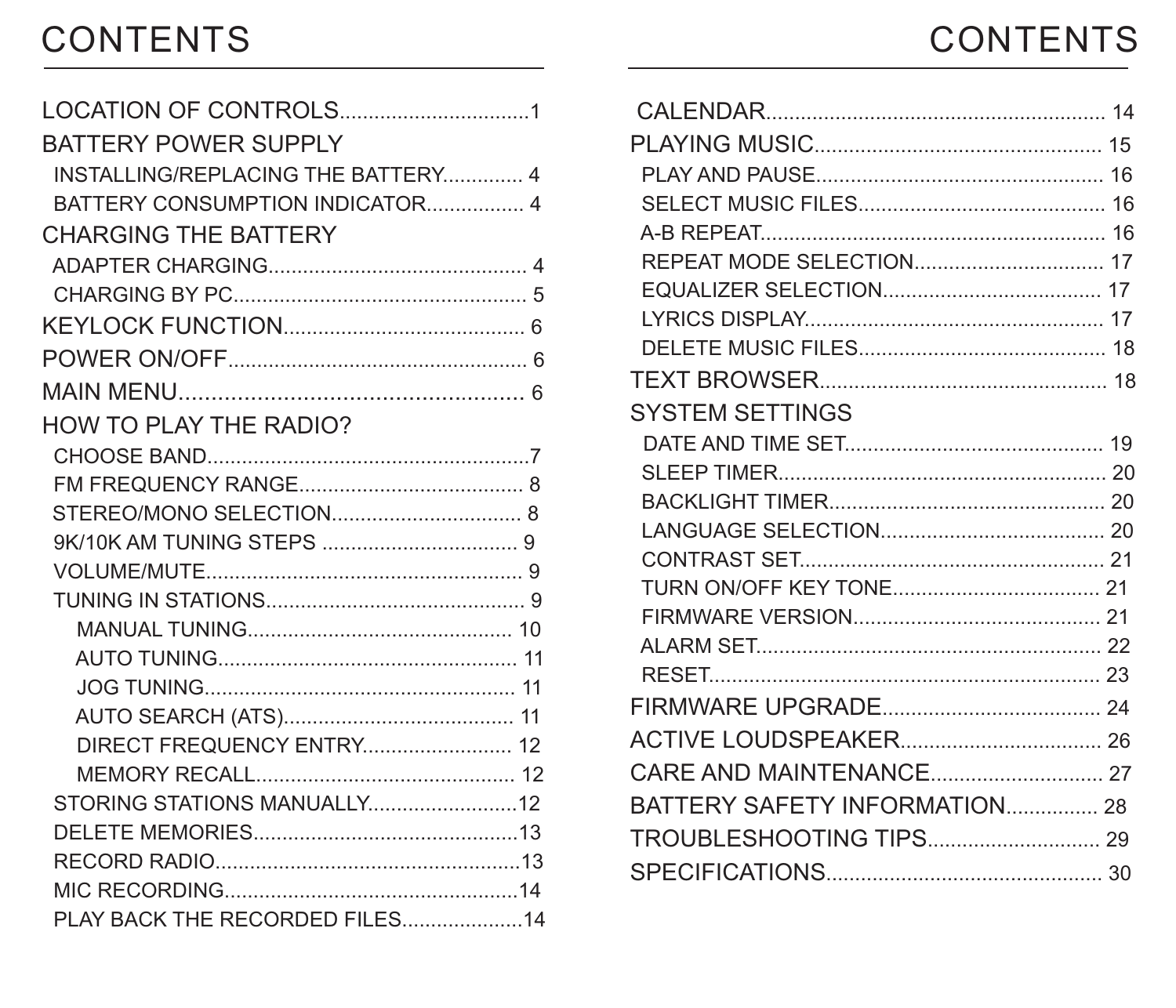# CONTENTS

LOCATION OF CONTROLS................................1

BATTERY POWER SUPPLY

- INSTALLING/REPLACING THE BATTERY............. 4
- BATTERY CONSUMPTION INDICATOR................. 4

CHARGING THE BATTERY

- ADAPTER CHARGING............................................ 4
- CHARGING BY PC.................................................. 5

KEYLOCK FUNCTION.......................................... 6

POWER ON/OFF.................................................... 6

MAIN MENU.......................................................... 6

HOW TO PLAY THE RADIO?

- CHOOSE BAND........................................................7
- FM FREQUENCY RANGE....................................... 8
- STEREO/MONO SELECTION................................. 8
- 9K/10K AM TUNING STEPS .................................. 9
- VOLUME/MUTE....................................................... 9
- TUNING IN STATIONS............................................. 9
  - MANUAL TUNING.............................................. 10
  - AUTO TUNING.................................................... 11
  - JOG TUNING...................................................... 11
  - AUTO SEARCH (ATS)........................................ 11
  - DIRECT FREQUENCY ENTRY.......................... 12
  - MEMORY RECALL............................................. 12
- STORING STATIONS MANUALLY..........................12
- DELETE MEMORIES..............................................13
- RECORD RADIO.....................................................13
- MIC RECORDING...................................................14
- PLAY BACK THE RECORDED FILES.....................14

# CONTENTS

CALENDAR.......................................................... 14

PLAYING MUSIC................................................. 15

- PLAY AND PAUSE................................................. 16
- SELECT MUSIC FILES........................................... 16
- A-B REPEAT........................................................... 16
- REPEAT MODE SELECTION................................ 17
- EQUALIZER SELECTION...................................... 17
- LYRICS DISPLAY.................................................... 17
- DELETE MUSIC FILES........................................... 18

TEXT BROWSER................................................. 18

SYSTEM SETTINGS

- DATE AND TIME SET............................................. 19
- SLEEP TIMER......................................................... 20
- BACKLIGHT TIMER................................................ 20
- LANGUAGE SELECTION....................................... 20
- CONTRAST SET..................................................... 21
- TURN ON/OFF KEY TONE.................................... 21
- FIRMWARE VERSION........................................... 21
- ALARM SET............................................................ 22
- RESET.................................................................... 23

FIRMWARE UPGRADE...................................... 24

ACTIVE LOUDSPEAKER................................... 26

CARE AND MAINTENANCE.............................. 27

BATTERY SAFETY INFORMATION................ 28

TROUBLESHOOTING TIPS.............................. 29

SPECIFICATIONS............................................... 30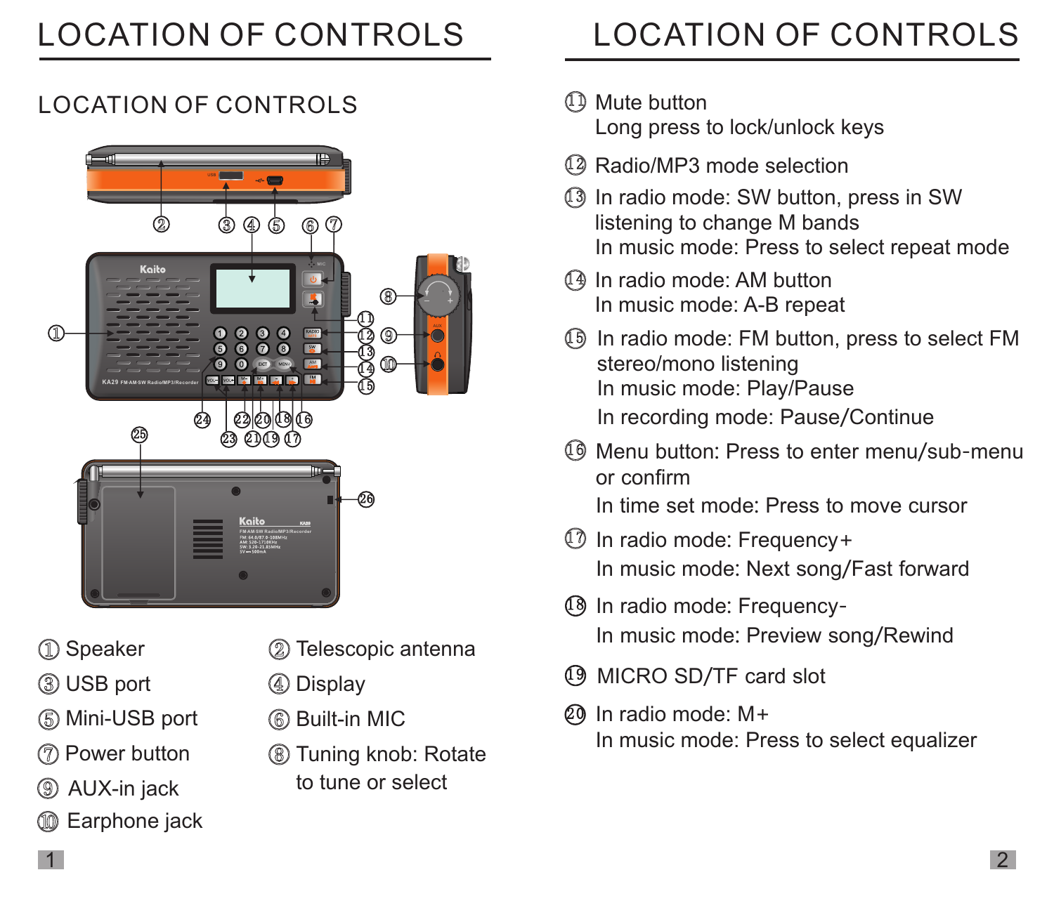# LOCATION OF CONTROLS

## LOCATION OF CONTROLS

① Speaker

② Telescopic antenna

③ USB port

④ Display

⑤ Mini-USB port

⑥ Built-in MIC

⑦ Power button

⑧ Tuning knob: Rotate to tune or select

⑨ AUX-in jack

⑩ Earphone jack

# LOCATION OF CONTROLS

⑪ Mute button
Long press to lock/unlock keys

⑫ Radio/MP3 mode selection

⑬ In radio mode: SW button, press in SW listening to change M bands
In music mode: Press to select repeat mode

⑭ In radio mode: AM button
In music mode: A-B repeat

⑮ In radio mode: FM button, press to select FM stereo/mono listening
In music mode: Play/Pause
In recording mode: Pause/Continue

⑯ Menu button: Press to enter menu/sub-menu or confirm
In time set mode: Press to move cursor

⑰ In radio mode: Frequency+
In music mode: Next song/Fast forward

⑱ In radio mode: Frequency-
In music mode: Preview song/Rewind

⑲ MICRO SD/TF card slot

⑳ In radio mode: M+
In music mode: Press to select equalizer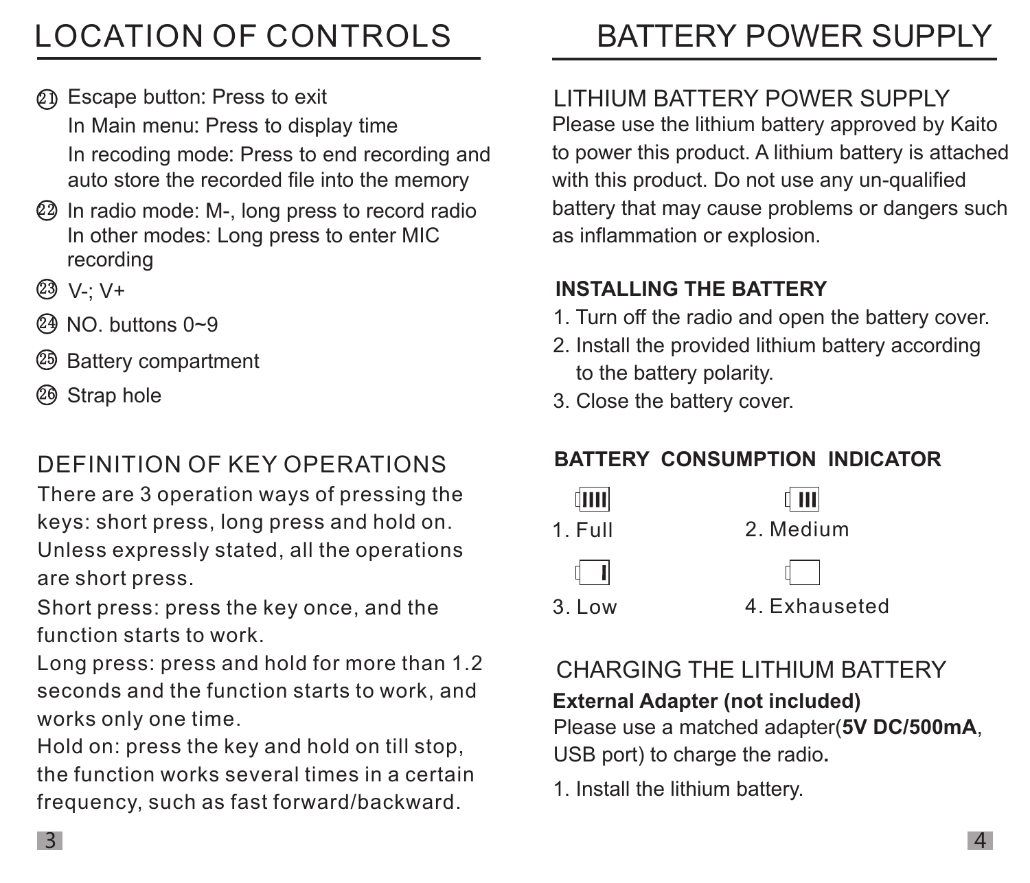# LOCATION OF CONTROLS

(21) Escape button: Press to exit
In Main menu: Press to display time
In recoding mode: Press to end recording and auto store the recorded file into the memory

(22) In radio mode: M-, long press to record radio
In other modes: Long press to enter MIC recording

(23) V-; V+

(24) NO. buttons 0~9

(25) Battery compartment

(26) Strap hole

## DEFINITION OF KEY OPERATIONS

There are 3 operation ways of pressing the keys: short press, long press and hold on. Unless expressly stated, all the operations are short press.

Short press: press the key once, and the function starts to work.

Long press: press and hold for more than 1.2 seconds and the function starts to work, and works only one time.

Hold on: press the key and hold on till stop, the function works several times in a certain frequency, such as fast forward/backward.

# BATTERY POWER SUPPLY

## LITHIUM BATTERY POWER SUPPLY

Please use the lithium battery approved by Kaito to power this product. A lithium battery is attached with this product. Do not use any un-qualified battery that may cause problems or dangers such as inflammation or explosion.

**INSTALLING THE BATTERY**

1. Turn off the radio and open the battery cover.
2. Install the provided lithium battery according to the battery polarity.
3. Close the battery cover.

**BATTERY CONSUMPTION INDICATOR**

1. Full
2. Medium
3. Low
4. Exhauseted

## CHARGING THE LITHIUM BATTERY

**External Adapter (not included)**

Please use a matched adapter(**5V DC/500mA**, USB port) to charge the radio**.**

1. Install the lithium battery.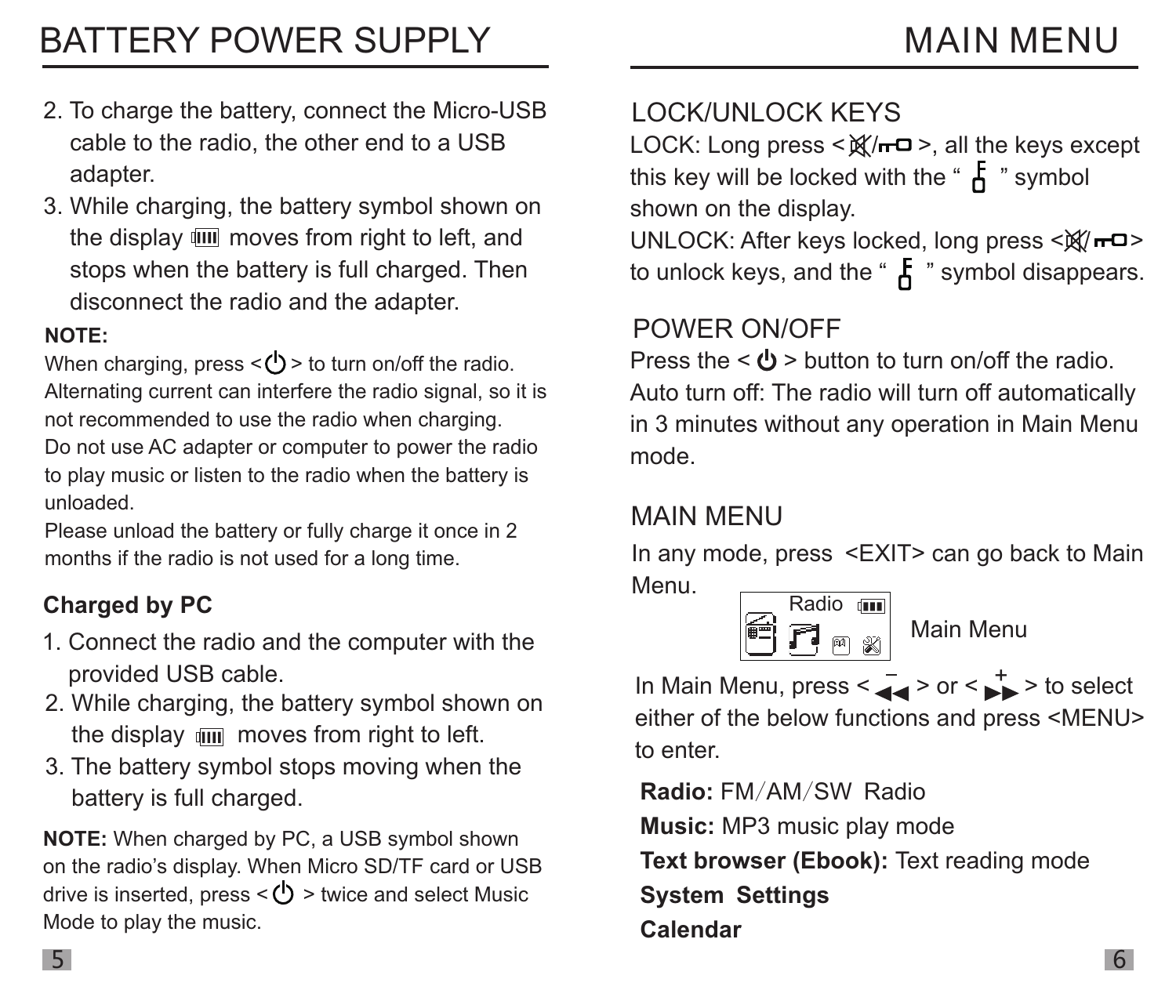# BATTERY POWER SUPPLY

2. To charge the battery, connect the Micro-USB cable to the radio, the other end to a USB adapter.
3. While charging, the battery symbol shown on the display moves from right to left, and stops when the battery is full charged. Then disconnect the radio and the adapter.

**NOTE:**

When charging, press < ⏻ > to turn on/off the radio. Alternating current can interfere the radio signal, so it is not recommended to use the radio when charging.

Do not use AC adapter or computer to power the radio to play music or listen to the radio when the battery is unloaded.

Please unload the battery or fully charge it once in 2 months if the radio is not used for a long time.

**Charged by PC**

1. Connect the radio and the computer with the provided USB cable.
2. While charging, the battery symbol shown on the display moves from right to left.
3. The battery symbol stops moving when the battery is full charged.

**NOTE:** When charged by PC, a USB symbol shown on the radio's display. When Micro SD/TF card or USB drive is inserted, press < ⏻ > twice and select Music Mode to play the music.

# MAIN MENU

## LOCK/UNLOCK KEYS

LOCK: Long press < 🔇/⊶ >, all the keys except this key will be locked with the " 🔒 " symbol shown on the display.

UNLOCK: After keys locked, long press < 🔇/⊶ > to unlock keys, and the " 🔒 " symbol disappears.

## POWER ON/OFF

Press the < ⏻ > button to turn on/off the radio.

Auto turn off: The radio will turn off automatically in 3 minutes without any operation in Main Menu mode.

## MAIN MENU

In any mode, press <EXIT> can go back to Main Menu.

Radio

Main Menu

In Main Menu, press < – ◀◀ > or < + ▶▶ > to select either of the below functions and press <MENU> to enter.

**Radio:** FM/AM/SW Radio

**Music:** MP3 music play mode

**Text browser (Ebook):** Text reading mode

**System Settings**

**Calendar**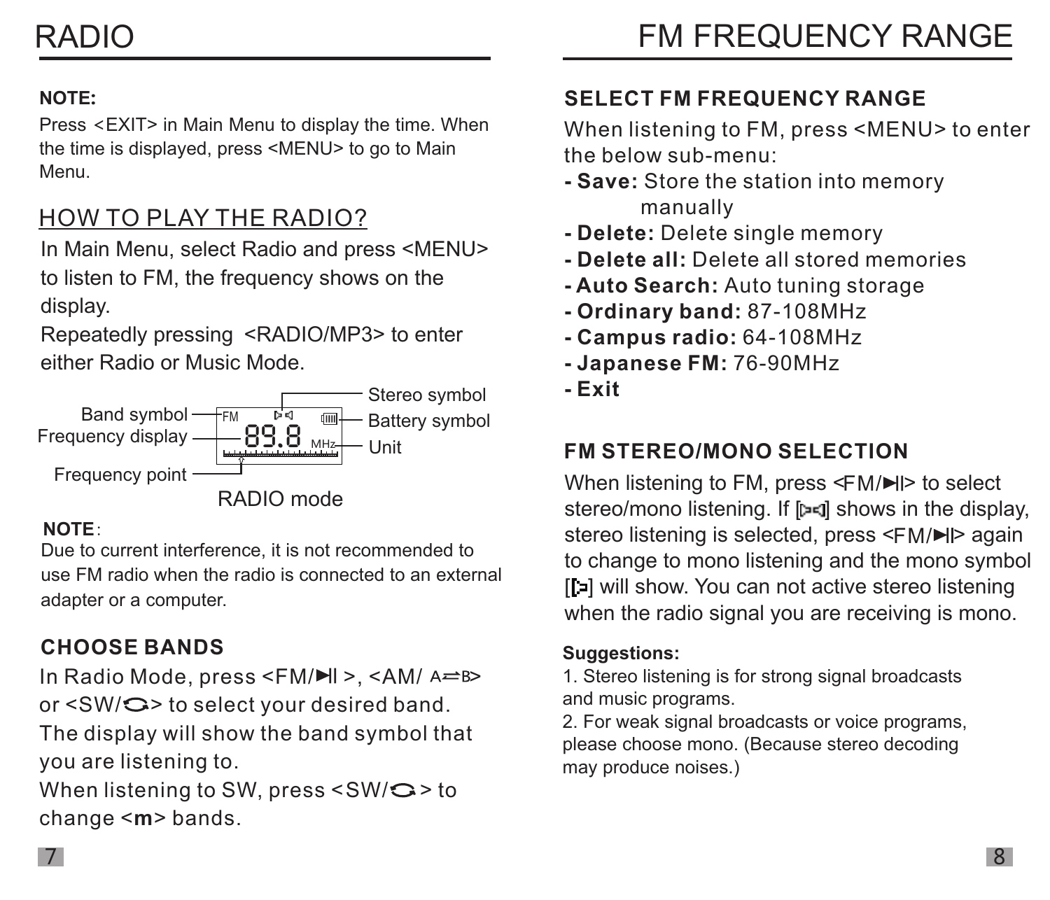# RADIO

**NOTE:**
Press <EXIT> in Main Menu to display the time. When the time is displayed, press <MENU> to go to Main Menu.

## HOW TO PLAY THE RADIO?

In Main Menu, select Radio and press <MENU> to listen to FM, the frequency shows on the display.
Repeatedly pressing <RADIO/MP3> to enter either Radio or Music Mode.

Band symbol — FM
Frequency display — 89.8
Frequency point
Stereo symbol
Battery symbol
Unit — MHz

RADIO mode

**NOTE**:
Due to current interference, it is not recommended to use FM radio when the radio is connected to an external adapter or a computer.

### CHOOSE BANDS

In Radio Mode, press <FM/▶II>, <AM/ A⇌B> or <SW/> to select your desired band. The display will show the band symbol that you are listening to.
When listening to SW, press <SW/> to change <**m**> bands.

# FM FREQUENCY RANGE

### SELECT FM FREQUENCY RANGE

When listening to FM, press <MENU> to enter the below sub-menu:

- **Save:** Store the station into memory manually
- **Delete:** Delete single memory
- **Delete all:** Delete all stored memories
- **Auto Search:** Auto tuning storage
- **Ordinary band:** 87-108MHz
- **Campus radio:** 64-108MHz
- **Japanese FM:** 76-90MHz
- **Exit**

### FM STEREO/MONO SELECTION

When listening to FM, press <FM/▶II> to select stereo/mono listening. If [ ] shows in the display, stereo listening is selected, press <FM/▶II> again to change to mono listening and the mono symbol [ ] will show. You can not active stereo listening when the radio signal you are receiving is mono.

**Suggestions:**
1. Stereo listening is for strong signal broadcasts and music programs.
2. For weak signal broadcasts or voice programs, please choose mono. (Because stereo decoding may produce noises.)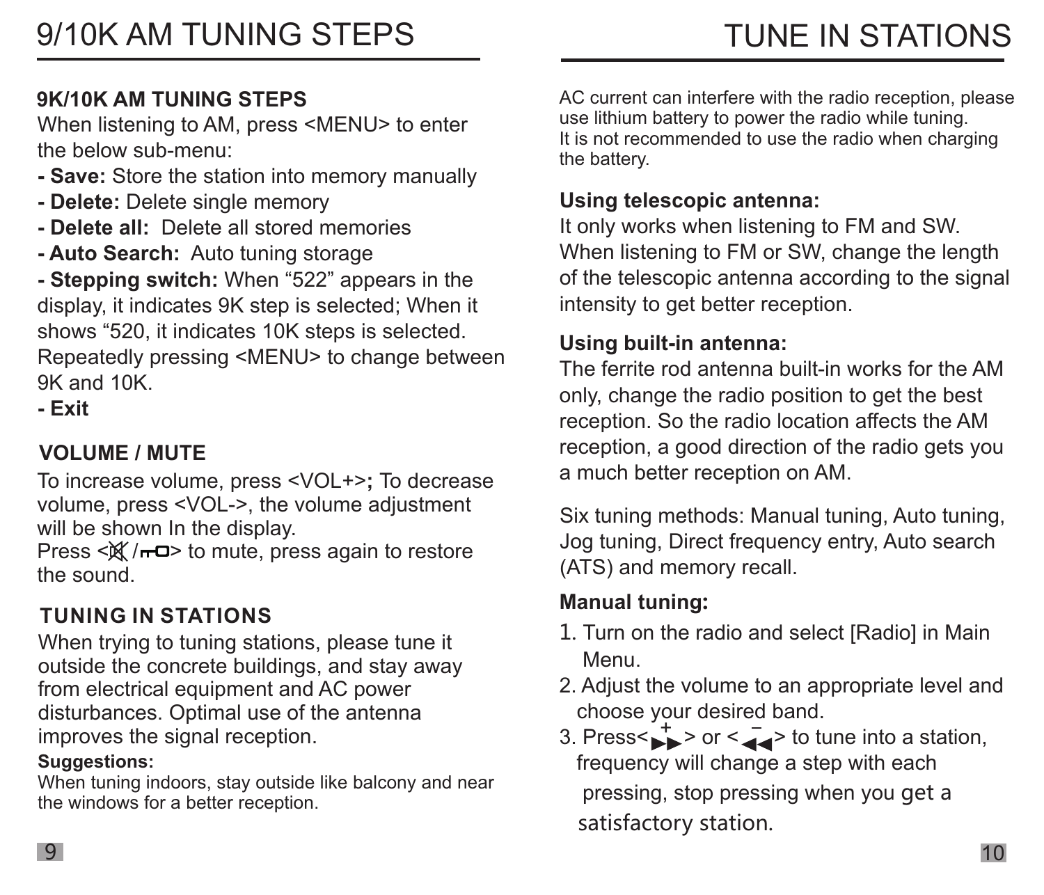# 9/10K AM TUNING STEPS

**9K/10K AM TUNING STEPS**

When listening to AM, press <MENU> to enter the below sub-menu:

- **Save:** Store the station into memory manually
- **Delete:** Delete single memory
- **Delete all:** Delete all stored memories
- **Auto Search:** Auto tuning storage
- **Stepping switch:** When “522” appears in the display, it indicates 9K step is selected; When it shows “520, it indicates 10K steps is selected. Repeatedly pressing <MENU> to change between 9K and 10K.
- **Exit**

**VOLUME / MUTE**

To increase volume, press <VOL+>**;** To decrease volume, press <VOL->, the volume adjustment will be shown In the display.
Press <🔇/⊶> to mute, press again to restore the sound.

**TUNING IN STATIONS**

When trying to tuning stations, please tune it outside the concrete buildings, and stay away from electrical equipment and AC power disturbances. Optimal use of the antenna improves the signal reception.

**Suggestions:**

When tuning indoors, stay outside like balcony and near the windows for a better reception.

# TUNE IN STATIONS

AC current can interfere with the radio reception, please use lithium battery to power the radio while tuning.
It is not recommended to use the radio when charging the battery.

**Using telescopic antenna:**

It only works when listening to FM and SW. When listening to FM or SW, change the length of the telescopic antenna according to the signal intensity to get better reception.

**Using built-in antenna:**

The ferrite rod antenna built-in works for the AM only, change the radio position to get the best reception. So the radio location affects the AM reception, a good direction of the radio gets you a much better reception on AM.

Six tuning methods: Manual tuning, Auto tuning, Jog tuning, Direct frequency entry, Auto search (ATS) and memory recall.

**Manual tuning:**

1. Turn on the radio and select [Radio] in Main Menu.
2. Adjust the volume to an appropriate level and choose your desired band.
3. Press< +▶▶ > or < −◀◀ > to tune into a station, frequency will change a step with each pressing, stop pressing when you get a satisfactory station.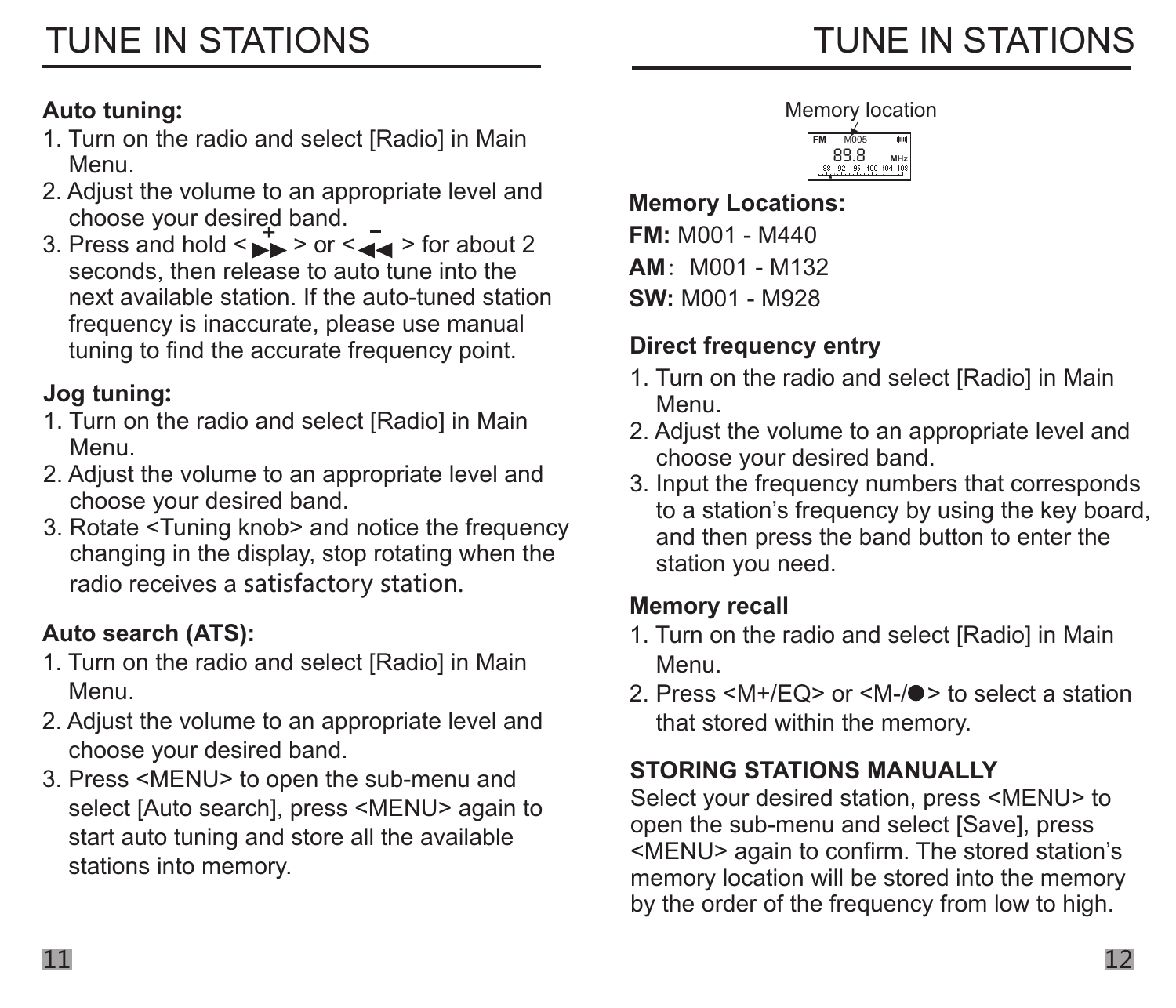# TUNE IN STATIONS

### Auto tuning:

1. Turn on the radio and select [Radio] in Main Menu.
2. Adjust the volume to an appropriate level and choose your desired band.
3. Press and hold < + ►► > or < – ◄◄ > for about 2 seconds, then release to auto tune into the next available station. If the auto-tuned station frequency is inaccurate, please use manual tuning to find the accurate frequency point.

### Jog tuning:

1. Turn on the radio and select [Radio] in Main Menu.
2. Adjust the volume to an appropriate level and choose your desired band.
3. Rotate <Tuning knob> and notice the frequency changing in the display, stop rotating when the radio receives a satisfactory station.

### Auto search (ATS):

1. Turn on the radio and select [Radio] in Main Menu.
2. Adjust the volume to an appropriate level and choose your desired band.
3. Press <MENU> to open the sub-menu and select [Auto search], press <MENU> again to start auto tuning and store all the available stations into memory.

# TUNE IN STATIONS

Memory location

FM M005 89.8 MHz

### Memory Locations:

**FM:** M001 - M440

**AM**: M001 - M132

**SW:** M001 - M928

### Direct frequency entry

1. Turn on the radio and select [Radio] in Main Menu.
2. Adjust the volume to an appropriate level and choose your desired band.
3. Input the frequency numbers that corresponds to a station's frequency by using the key board, and then press the band button to enter the station you need.

### Memory recall

1. Turn on the radio and select [Radio] in Main Menu.
2. Press <M+/EQ> or <M-/●> to select a station that stored within the memory.

### STORING STATIONS MANUALLY

Select your desired station, press <MENU> to open the sub-menu and select [Save], press <MENU> again to confirm. The stored station's memory location will be stored into the memory by the order of the frequency from low to high.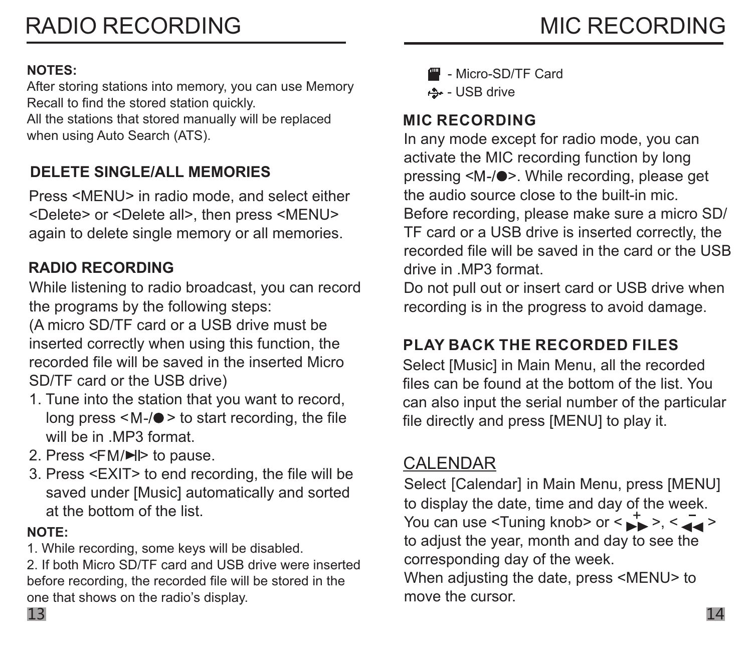# RADIO RECORDING

**NOTES:**
After storing stations into memory, you can use Memory Recall to find the stored station quickly.
All the stations that stored manually will be replaced when using Auto Search (ATS).

## DELETE SINGLE/ALL MEMORIES

Press <MENU> in radio mode, and select either <Delete> or <Delete all>, then press <MENU> again to delete single memory or all memories.

## RADIO RECORDING

While listening to radio broadcast, you can record the programs by the following steps:
(A micro SD/TF card or a USB drive must be inserted correctly when using this function, the recorded file will be saved in the inserted Micro SD/TF card or the USB drive)

1. Tune into the station that you want to record, long press <M-/●> to start recording, the file will be in .MP3 format.
2. Press <FM/►II> to pause.
3. Press <EXIT> to end recording, the file will be saved under [Music] automatically and sorted at the bottom of the list.

**NOTE:**
1. While recording, some keys will be disabled.
2. If both Micro SD/TF card and USB drive were inserted before recording, the recorded file will be stored in the one that shows on the radio's display.

# MIC RECORDING

- Micro-SD/TF Card
- USB drive

## MIC RECORDING

In any mode except for radio mode, you can activate the MIC recording function by long pressing <M-/●>. While recording, please get the audio source close to the built-in mic.
Before recording, please make sure a micro SD/TF card or a USB drive is inserted correctly, the recorded file will be saved in the card or the USB drive in .MP3 format.
Do not pull out or insert card or USB drive when recording is in the progress to avoid damage.

## PLAY BACK THE RECORDED FILES

Select [Music] in Main Menu, all the recorded files can be found at the bottom of the list. You can also input the serial number of the particular file directly and press [MENU] to play it.

## CALENDAR

Select [Calendar] in Main Menu, press [MENU] to display the date, time and day of the week.
You can use <Tuning knob> or <+►►>, <−◄◄> to adjust the year, month and day to see the corresponding day of the week.
When adjusting the date, press <MENU> to move the cursor.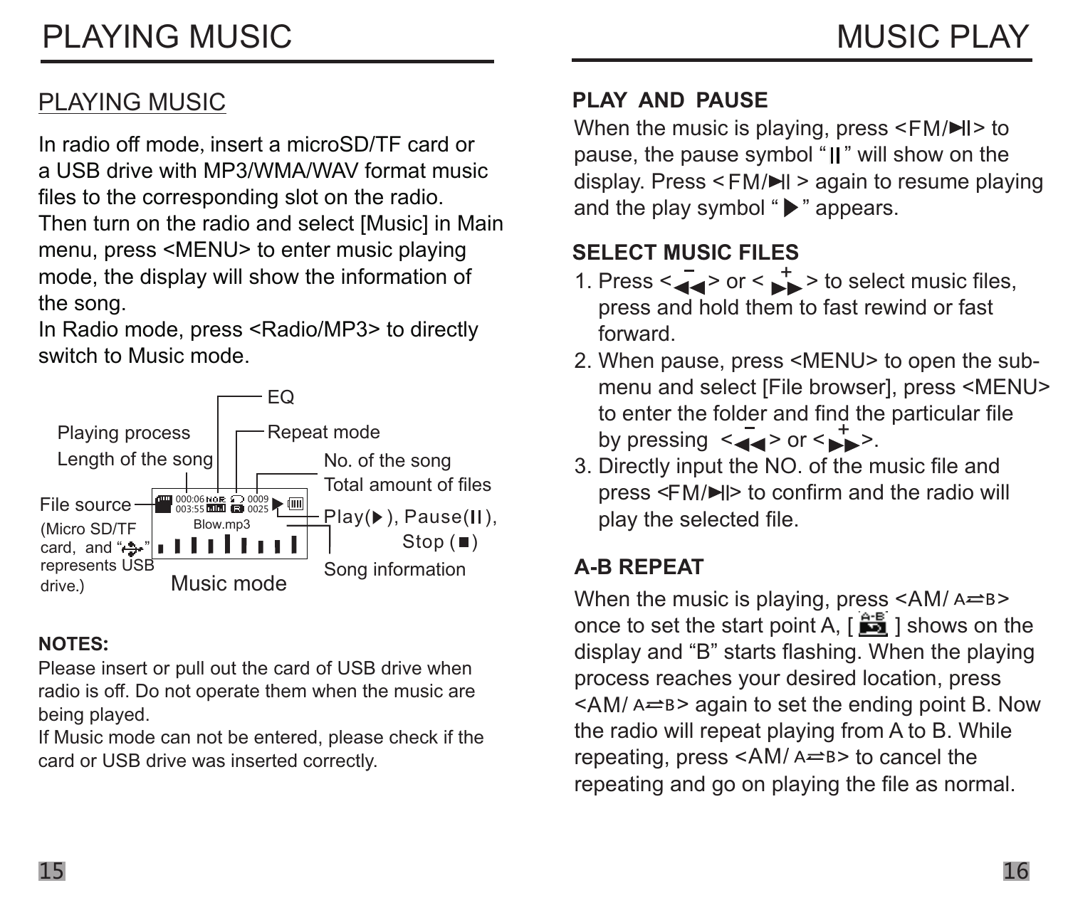# PLAYING MUSIC

## PLAYING MUSIC

In radio off mode, insert a microSD/TF card or a USB drive with MP3/WMA/WAV format music files to the corresponding slot on the radio. Then turn on the radio and select [Music] in Main menu, press <MENU> to enter music playing mode, the display will show the information of the song.
In Radio mode, press <Radio/MP3> to directly switch to Music mode.

EQ
Playing process
Repeat mode
Length of the song
No. of the song
Total amount of files
File source
(Micro SD/TF card, and "⇌" represents USB drive.)
Play(▶), Pause(II), Stop (■)
Song information
Music mode

**NOTES:**
Please insert or pull out the card of USB drive when radio is off. Do not operate them when the music are being played.
If Music mode can not be entered, please check if the card or USB drive was inserted correctly.

# MUSIC PLAY

**PLAY AND PAUSE**

When the music is playing, press <FM/▶II> to pause, the pause symbol "II" will show on the display. Press <FM/▶II > again to resume playing and the play symbol "▶" appears.

**SELECT MUSIC FILES**

1. Press <−◀◀> or <+▶▶> to select music files, press and hold them to fast rewind or fast forward.
2. When pause, press <MENU> to open the sub-menu and select [File browser], press <MENU> to enter the folder and find the particular file by pressing <−◀◀> or <+▶▶>.
3. Directly input the NO. of the music file and press <FM/▶II> to confirm and the radio will play the selected file.

**A-B REPEAT**

When the music is playing, press <AM/ A⇌B> once to set the start point A, [ A-B ] shows on the display and "B" starts flashing. When the playing process reaches your desired location, press <AM/ A⇌B> again to set the ending point B. Now the radio will repeat playing from A to B. While repeating, press <AM/ A⇌B> to cancel the repeating and go on playing the file as normal.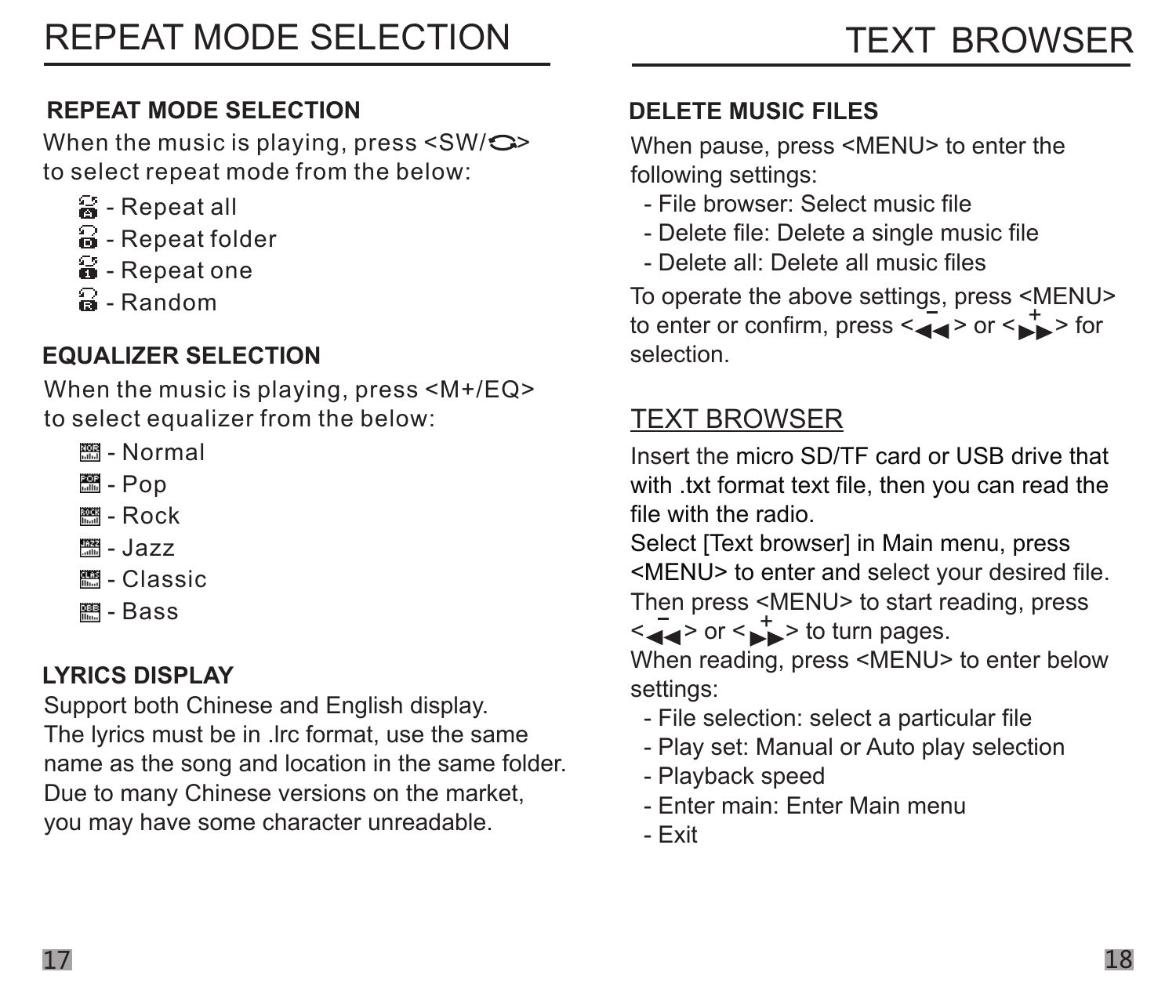# REPEAT MODE SELECTION

## REPEAT MODE SELECTION

When the music is playing, press <SW/⟲> to select repeat mode from the below:

- Repeat all
- Repeat folder
- Repeat one
- Random

## EQUALIZER SELECTION

When the music is playing, press <M+/EQ> to select equalizer from the below:

- Normal
- Pop
- Rock
- Jazz
- Classic
- Bass

## LYRICS DISPLAY

Support both Chinese and English display. The lyrics must be in .lrc format, use the same name as the song and location in the same folder. Due to many Chinese versions on the market, you may have some character unreadable.

# TEXT BROWSER

## DELETE MUSIC FILES

When pause, press <MENU> to enter the following settings:

- File browser: Select music file
- Delete file: Delete a single music file
- Delete all: Delete all music files

To operate the above settings, press <MENU> to enter or confirm, press <−◀◀> or <+▶▶> for selection.

## TEXT BROWSER

Insert the micro SD/TF card or USB drive that with .txt format text file, then you can read the file with the radio.

Select [Text browser] in Main menu, press <MENU> to enter and select your desired file. Then press <MENU> to start reading, press <−◀◀> or <+▶▶> to turn pages.

When reading, press <MENU> to enter below settings:

- File selection: select a particular file
- Play set: Manual or Auto play selection
- Playback speed
- Enter main: Enter Main menu
- Exit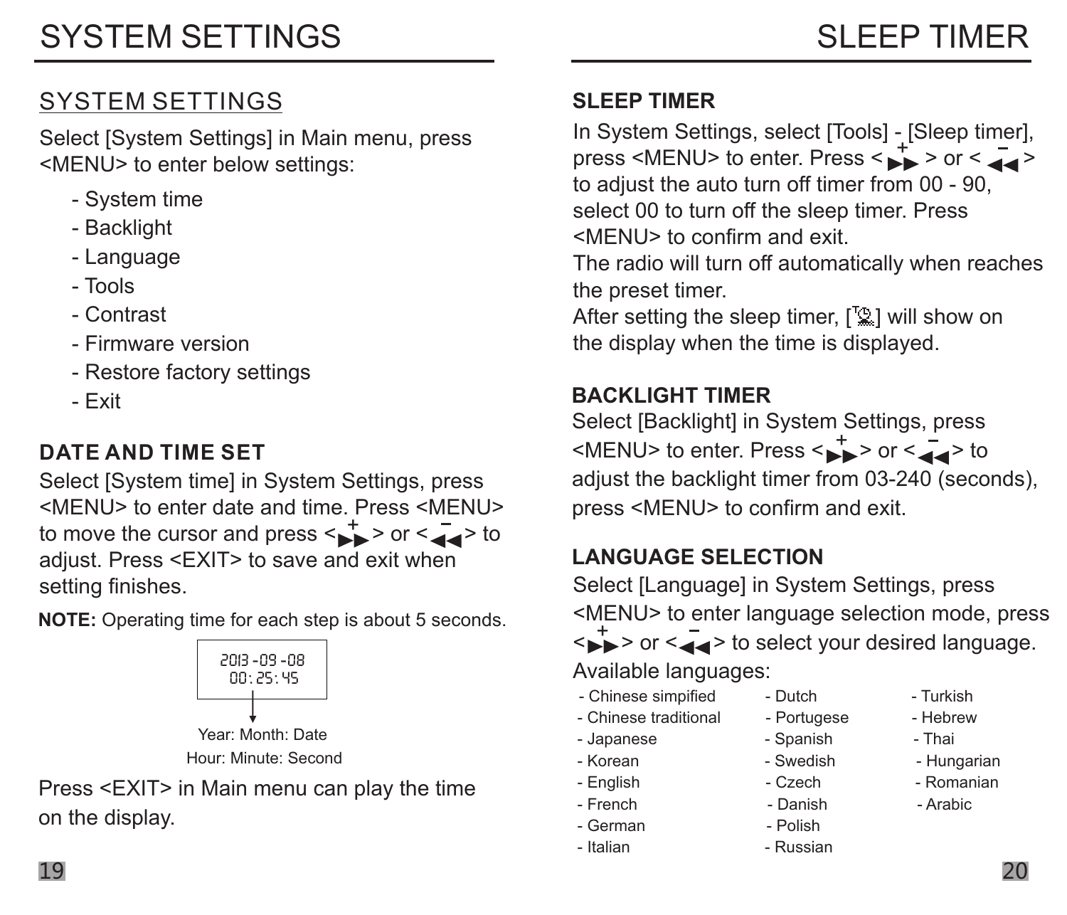# SYSTEM SETTINGS

## SYSTEM SETTINGS

Select [System Settings] in Main menu, press <MENU> to enter below settings:

- System time
- Backlight
- Language
- Tools
- Contrast
- Firmware version
- Restore factory settings
- Exit

### DATE AND TIME SET

Select [System time] in System Settings, press <MENU> to enter date and time. Press <MENU> to move the cursor and press < ▶▶+ > or < ◀◀− > to adjust. Press <EXIT> to save and exit when setting finishes.

**NOTE:** Operating time for each step is about 5 seconds.

2013 -09 -08
00: 25: 45

Year: Month: Date
Hour: Minute: Second

Press <EXIT> in Main menu can play the time on the display.

# SLEEP TIMER

### SLEEP TIMER

In System Settings, select [Tools] - [Sleep timer], press <MENU> to enter. Press < ▶▶+ > or < ◀◀− > to adjust the auto turn off timer from 00 - 90, select 00 to turn off the sleep timer. Press <MENU> to confirm and exit.
The radio will turn off automatically when reaches the preset timer.
After setting the sleep timer, [ ] will show on the display when the time is displayed.

### BACKLIGHT TIMER

Select [Backlight] in System Settings, press <MENU> to enter. Press < ▶▶+ > or < ◀◀− > to adjust the backlight timer from 03-240 (seconds), press <MENU> to confirm and exit.

### LANGUAGE SELECTION

Select [Language] in System Settings, press <MENU> to enter language selection mode, press < ▶▶+ > or < ◀◀− > to select your desired language.
Available languages:

- Chinese simpified
- Chinese traditional
- Japanese
- Korean
- English
- French
- German
- Italian
- Dutch
- Portugese
- Spanish
- Swedish
- Czech
- Danish
- Polish
- Russian
- Turkish
- Hebrew
- Thai
- Hungarian
- Romanian
- Arabic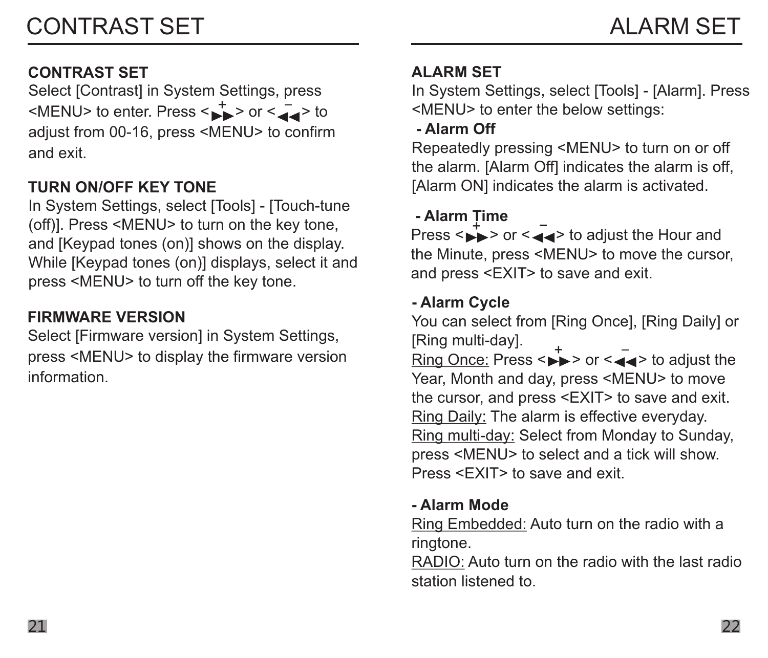# CONTRAST SET

## CONTRAST SET

Select [Contrast] in System Settings, press <MENU> to enter. Press <+▶▶> or <–◀◀> to adjust from 00-16, press <MENU> to confirm and exit.

## TURN ON/OFF KEY TONE

In System Settings, select [Tools] - [Touch-tune (off)]. Press <MENU> to turn on the key tone, and [Keypad tones (on)] shows on the display. While [Keypad tones (on)] displays, select it and press <MENU> to turn off the key tone.

## FIRMWARE VERSION

Select [Firmware version] in System Settings, press <MENU> to display the firmware version information.

# ALARM SET

## ALARM SET

In System Settings, select [Tools] - [Alarm]. Press <MENU> to enter the below settings:

**- Alarm Off**

Repeatedly pressing <MENU> to turn on or off the alarm. [Alarm Off] indicates the alarm is off, [Alarm ON] indicates the alarm is activated.

**- Alarm Time**

Press <+▶▶> or <–◀◀> to adjust the Hour and the Minute, press <MENU> to move the cursor, and press <EXIT> to save and exit.

**- Alarm Cycle**

You can select from [Ring Once], [Ring Daily] or [Ring multi-day].

Ring Once: Press <+▶▶> or <–◀◀> to adjust the Year, Month and day, press <MENU> to move the cursor, and press <EXIT> to save and exit.

Ring Daily: The alarm is effective everyday.

Ring multi-day: Select from Monday to Sunday, press <MENU> to select and a tick will show. Press <EXIT> to save and exit.

**- Alarm Mode**

Ring Embedded: Auto turn on the radio with a ringtone.

RADIO: Auto turn on the radio with the last radio station listened to.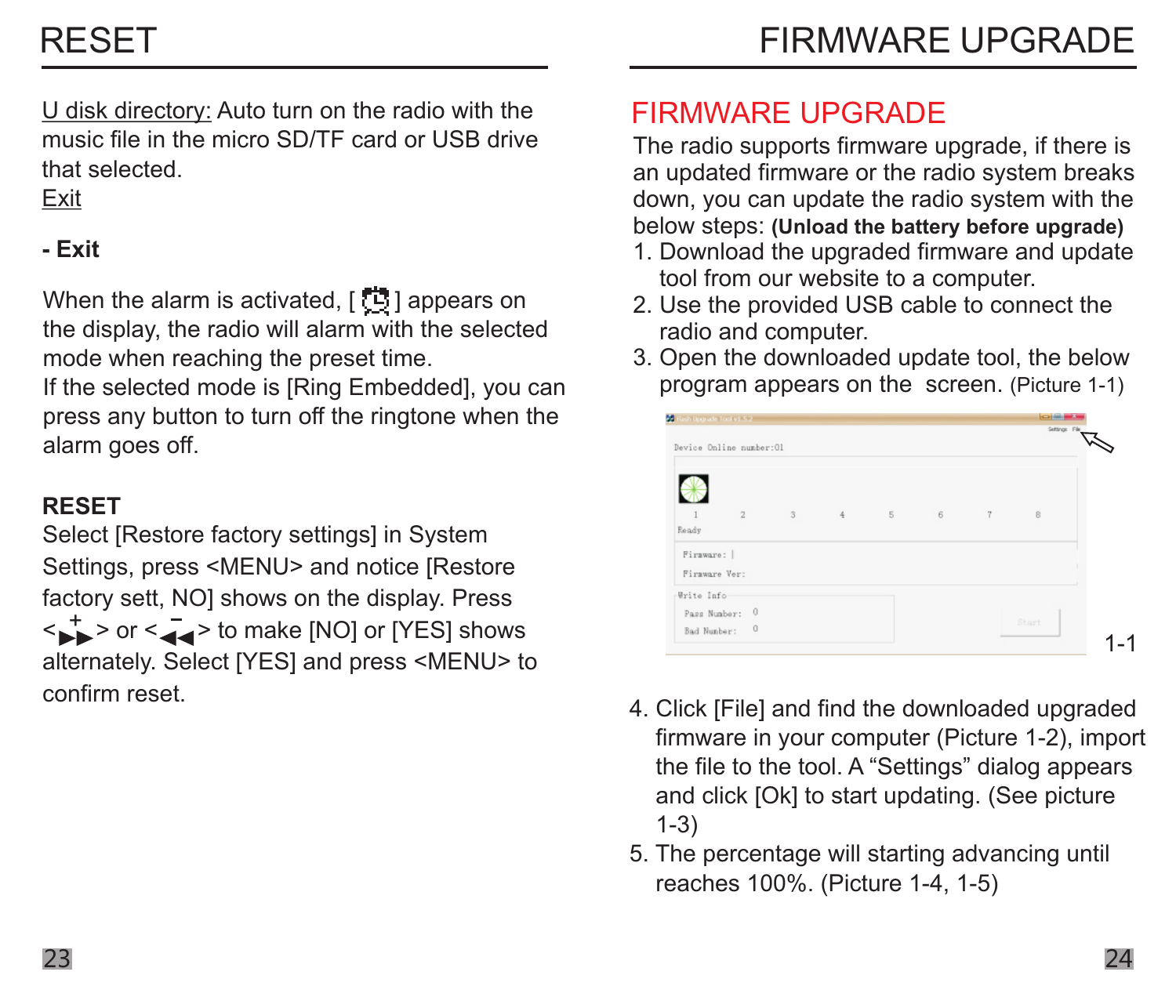# RESET

U disk directory: Auto turn on the radio with the music file in the micro SD/TF card or USB drive that selected.
Exit

**- Exit**

When the alarm is activated, [ ⏰ ] appears on the display, the radio will alarm with the selected mode when reaching the preset time.
If the selected mode is [Ring Embedded], you can press any button to turn off the ringtone when the alarm goes off.

**RESET**

Select [Restore factory settings] in System Settings, press <MENU> and notice [Restore factory sett, NO] shows on the display. Press <+▶▶> or <−◀◀> to make [NO] or [YES] shows alternately. Select [YES] and press <MENU> to confirm reset.

# FIRMWARE UPGRADE

## FIRMWARE UPGRADE

The radio supports firmware upgrade, if there is an updated firmware or the radio system breaks down, you can update the radio system with the below steps: **(Unload the battery before upgrade)**

1. Download the upgraded firmware and update tool from our website to a computer.
2. Use the provided USB cable to connect the radio and computer.
3. Open the downloaded update tool, the below program appears on the screen. (Picture 1-1)

1-1

4. Click [File] and find the downloaded upgraded firmware in your computer (Picture 1-2), import the file to the tool. A “Settings” dialog appears and click [Ok] to start updating. (See picture 1-3)
5. The percentage will starting advancing until reaches 100%. (Picture 1-4, 1-5)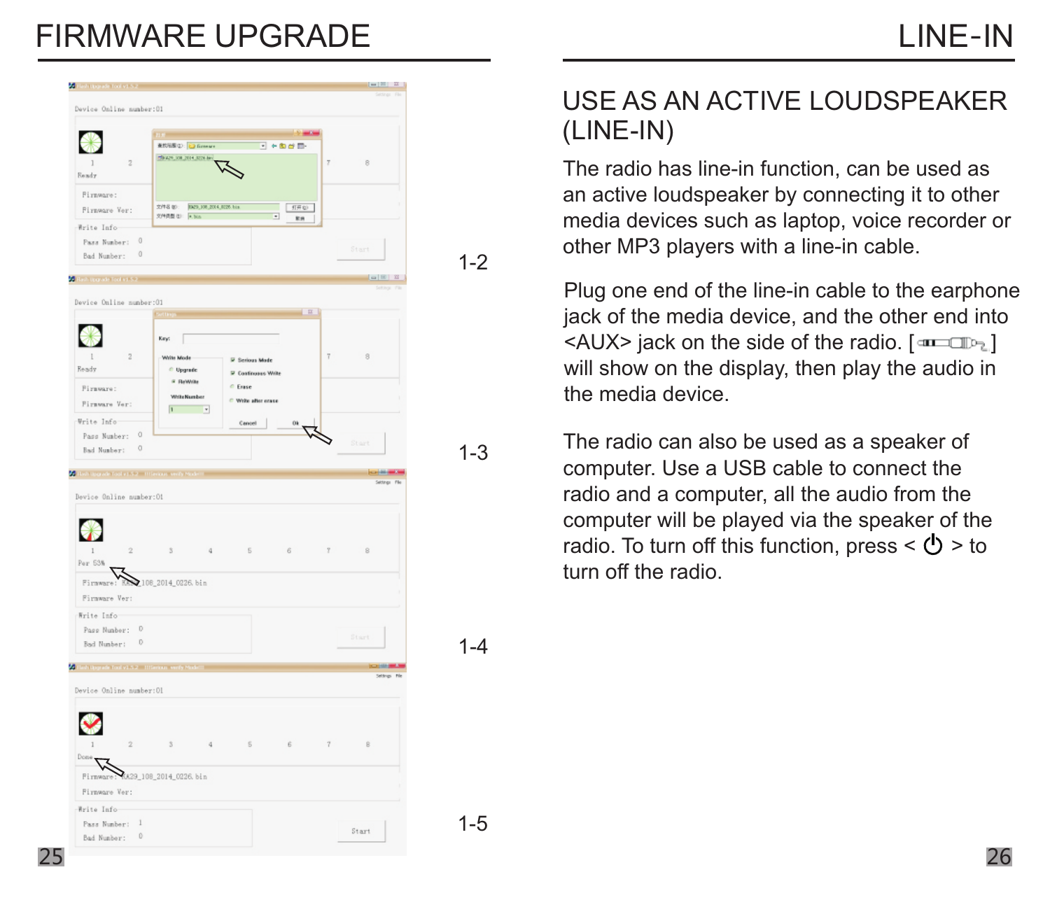# FIRMWARE UPGRADE

1-2

1-3

1-4

1-5

# LINE-IN

## USE AS AN ACTIVE LOUDSPEAKER (LINE-IN)

The radio has line-in function, can be used as an active loudspeaker by connecting it to other media devices such as laptop, voice recorder or other MP3 players with a line-in cable.

Plug one end of the line-in cable to the earphone jack of the media device, and the other end into <AUX> jack on the side of the radio. [ ] will show on the display, then play the audio in the media device.

The radio can also be used as a speaker of computer. Use a USB cable to connect the radio and a computer, all the audio from the computer will be played via the speaker of the radio. To turn off this function, press < ⏻ > to turn off the radio.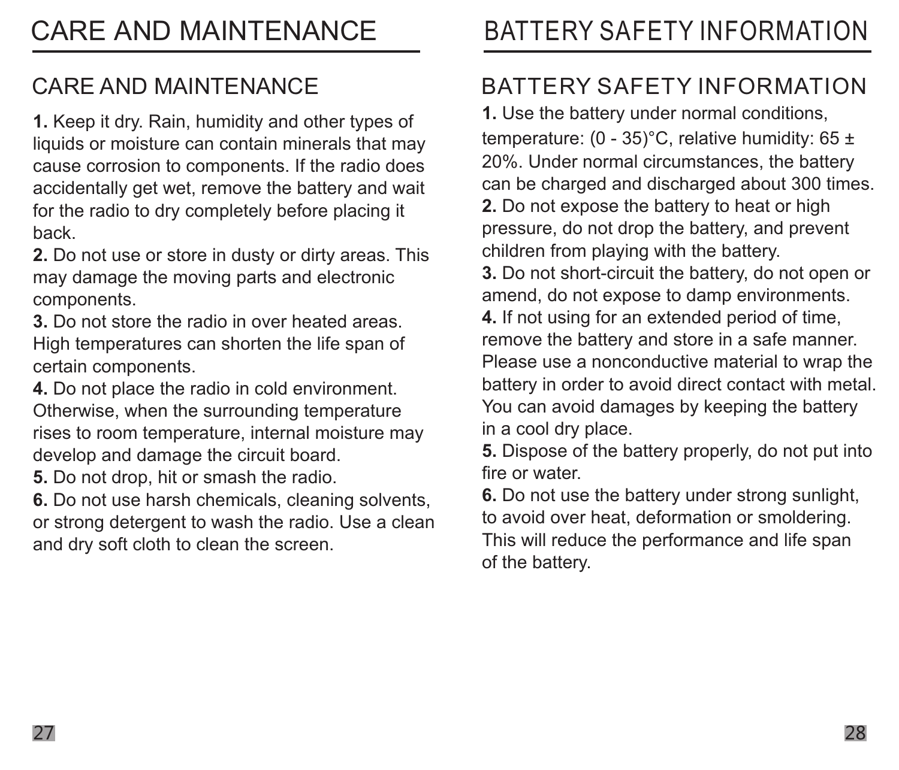# CARE AND MAINTENANCE

## CARE AND MAINTENANCE

**1.** Keep it dry. Rain, humidity and other types of liquids or moisture can contain minerals that may cause corrosion to components. If the radio does accidentally get wet, remove the battery and wait for the radio to dry completely before placing it back.

**2.** Do not use or store in dusty or dirty areas. This may damage the moving parts and electronic components.

**3.** Do not store the radio in over heated areas. High temperatures can shorten the life span of certain components.

**4.** Do not place the radio in cold environment. Otherwise, when the surrounding temperature rises to room temperature, internal moisture may develop and damage the circuit board.

**5.** Do not drop, hit or smash the radio.

**6.** Do not use harsh chemicals, cleaning solvents, or strong detergent to wash the radio. Use a clean and dry soft cloth to clean the screen.

# BATTERY SAFETY INFORMATION

## BATTERY SAFETY INFORMATION

**1.** Use the battery under normal conditions, temperature: (0 - 35)°C, relative humidity: 65 ± 20%. Under normal circumstances, the battery can be charged and discharged about 300 times.

**2.** Do not expose the battery to heat or high pressure, do not drop the battery, and prevent children from playing with the battery.

**3.** Do not short-circuit the battery, do not open or amend, do not expose to damp environments.

**4.** If not using for an extended period of time, remove the battery and store in a safe manner. Please use a nonconductive material to wrap the battery in order to avoid direct contact with metal. You can avoid damages by keeping the battery in a cool dry place.

**5.** Dispose of the battery properly, do not put into fire or water.

**6.** Do not use the battery under strong sunlight, to avoid over heat, deformation or smoldering. This will reduce the performance and life span of the battery.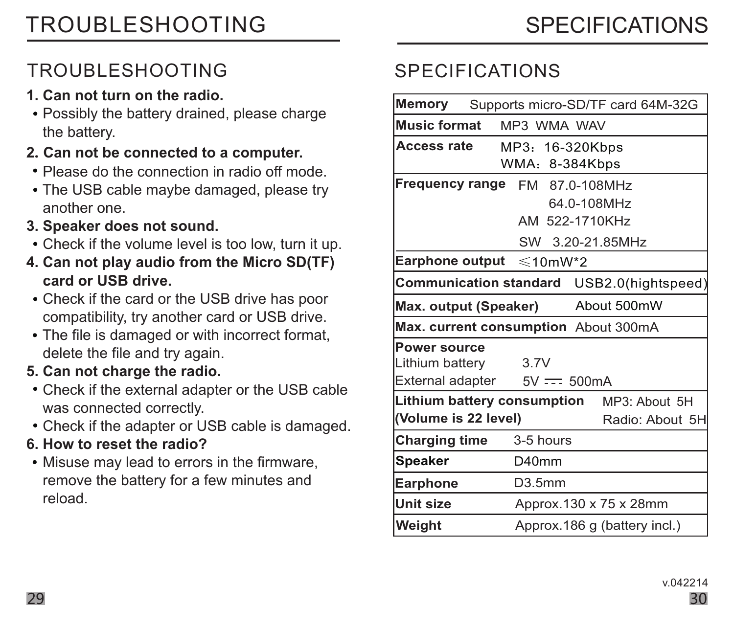# TROUBLESHOOTING

## TROUBLESHOOTING

**1. Can not turn on the radio.**
- Possibly the battery drained, please charge the battery.

**2. Can not be connected to a computer.**
- Please do the connection in radio off mode.
- The USB cable maybe damaged, please try another one.

**3. Speaker does not sound.**
- Check if the volume level is too low, turn it up.

**4. Can not play audio from the Micro SD(TF) card or USB drive.**
- Check if the card or the USB drive has poor compatibility, try another card or USB drive.
- The file is damaged or with incorrect format, delete the file and try again.

**5. Can not charge the radio.**
- Check if the external adapter or the USB cable was connected correctly.
- Check if the adapter or USB cable is damaged.

**6. How to reset the radio?**
- Misuse may lead to errors in the firmware, remove the battery for a few minutes and reload.

# SPECIFICATIONS

## SPECIFICATIONS

| | |
|---|---|
| **Memory** | Supports micro-SD/TF card 64M-32G |
| **Music format** | MP3 WMA WAV |
| **Access rate** | MP3：16-320Kbps<br>WMA：8-384Kbps |
| **Frequency range** | FM 87.0-108MHz<br>64.0-108MHz<br>AM 522-1710KHz<br>SW 3.20-21.85MHz |
| **Earphone output** | ≤10mW*2 |
| **Communication standard** | USB2.0(hightspeed) |
| **Max. output (Speaker)** | About 500mW |
| **Max. current consumption** | About 300mA |
| **Power source**<br>Lithium battery<br>External adapter | <br>3.7V<br>5V ⎓ 500mA |
| **Lithium battery consumption (Volume is 22 level)** | MP3: About 5H<br>Radio: About 5H |
| **Charging time** | 3-5 hours |
| **Speaker** | D40mm |
| **Earphone** | D3.5mm |
| **Unit size** | Approx.130 x 75 x 28mm |
| **Weight** | Approx.186 g (battery incl.) |

v.042214